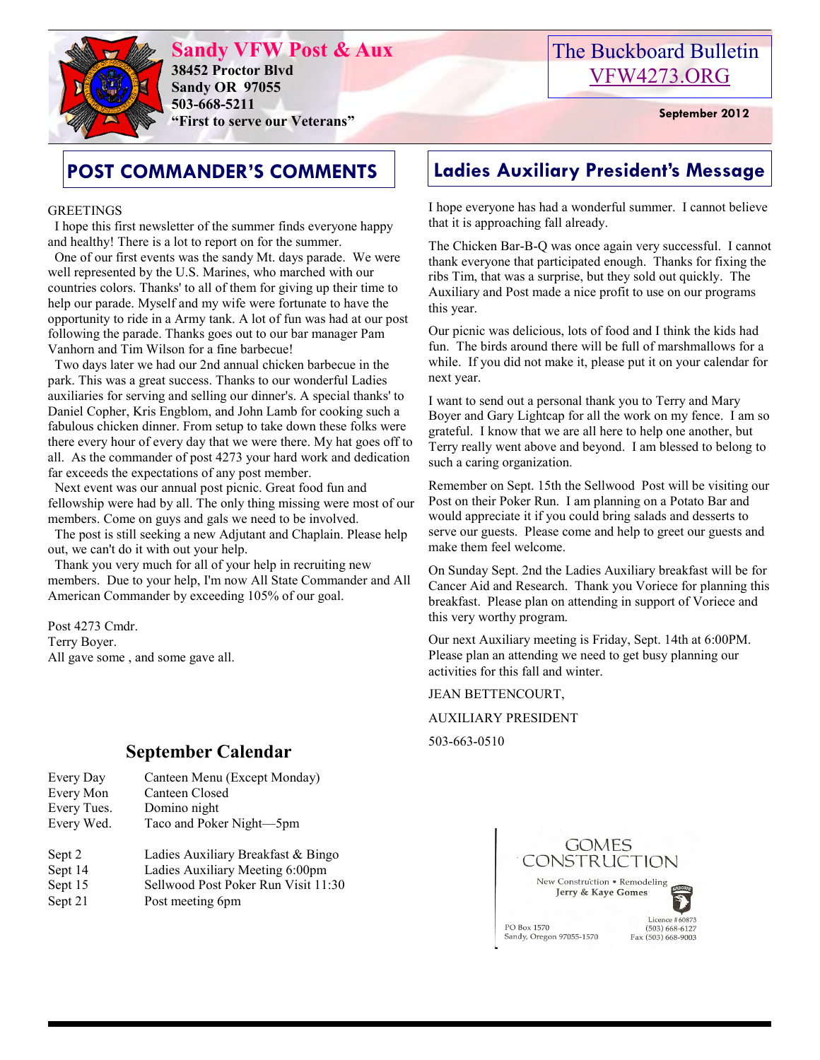# Sandy VFW Post & Aux

**38452 Proctor Blvd**
**Sandy OR 97055**
**503-668-5211**
**"First to serve our Veterans"**

The Buckboard Bulletin
VFW4273.ORG

**September 2012**

## POST COMMANDER'S COMMENTS

GREETINGS

I hope this first newsletter of the summer finds everyone happy and healthy! There is a lot to report on for the summer.

One of our first events was the sandy Mt. days parade. We were well represented by the U.S. Marines, who marched with our countries colors. Thanks' to all of them for giving up their time to help our parade. Myself and my wife were fortunate to have the opportunity to ride in a Army tank. A lot of fun was had at our post following the parade. Thanks goes out to our bar manager Pam Vanhorn and Tim Wilson for a fine barbecue!

Two days later we had our 2nd annual chicken barbecue in the park. This was a great success. Thanks to our wonderful Ladies auxiliaries for serving and selling our dinner's. A special thanks' to Daniel Copher, Kris Englblom, and John Lamb for cooking such a fabulous chicken dinner. From setup to take down these folks were there every hour of every day that we were there. My hat goes off to all. As the commander of post 4273 your hard work and dedication far exceeds the expectations of any post member.

Next event was our annual post picnic. Great food fun and fellowship were had by all. The only thing missing were most of our members. Come on guys and gals we need to be involved.

The post is still seeking a new Adjutant and Chaplain. Please help out, we can't do it with out your help.

Thank you very much for all of your help in recruiting new members. Due to your help, I'm now All State Commander and All American Commander by exceeding 105% of our goal.

Post 4273 Cmdr.
Terry Boyer.
All gave some , and some gave all.

## Ladies Auxiliary President's Message

I hope everyone has had a wonderful summer. I cannot believe that it is approaching fall already.

The Chicken Bar-B-Q was once again very successful. I cannot thank everyone that participated enough. Thanks for fixing the ribs Tim, that was a surprise, but they sold out quickly. The Auxiliary and Post made a nice profit to use on our programs this year.

Our picnic was delicious, lots of food and I think the kids had fun. The birds around there will be full of marshmallows for a while. If you did not make it, please put it on your calendar for next year.

I want to send out a personal thank you to Terry and Mary Boyer and Gary Lightcap for all the work on my fence. I am so grateful. I know that we are all here to help one another, but Terry really went above and beyond. I am blessed to belong to such a caring organization.

Remember on Sept. 15th the Sellwood Post will be visiting our Post on their Poker Run. I am planning on a Potato Bar and would appreciate it if you could bring salads and desserts to serve our guests. Please come and help to greet our guests and make them feel welcome.

On Sunday Sept. 2nd the Ladies Auxiliary breakfast will be for Cancer Aid and Research. Thank you Voriece for planning this breakfast. Please plan on attending in support of Voriece and this very worthy program.

Our next Auxiliary meeting is Friday, Sept. 14th at 6:00PM. Please plan an attending we need to get busy planning our activities for this fall and winter.

JEAN BETTENCOURT,

AUXILIARY PRESIDENT

503-663-0510

## September Calendar

| | |
|---|---|
| Every Day | Canteen Menu (Except Monday) |
| Every Mon | Canteen Closed |
| Every Tues. | Domino night |
| Every Wed. | Taco and Poker Night—5pm |
| Sept 2 | Ladies Auxiliary Breakfast & Bingo |
| Sept 14 | Ladies Auxiliary Meeting 6:00pm |
| Sept 15 | Sellwood Post Poker Run Visit 11:30 |
| Sept 21 | Post meeting 6pm |

GOMES CONSTRUCTION
New Construction • Remodeling
Jerry & Kaye Gomes

PO Box 1570
Sandy, Oregon 97055-1570

Licence # 60873
(503) 668-6127
Fax (503) 668-9003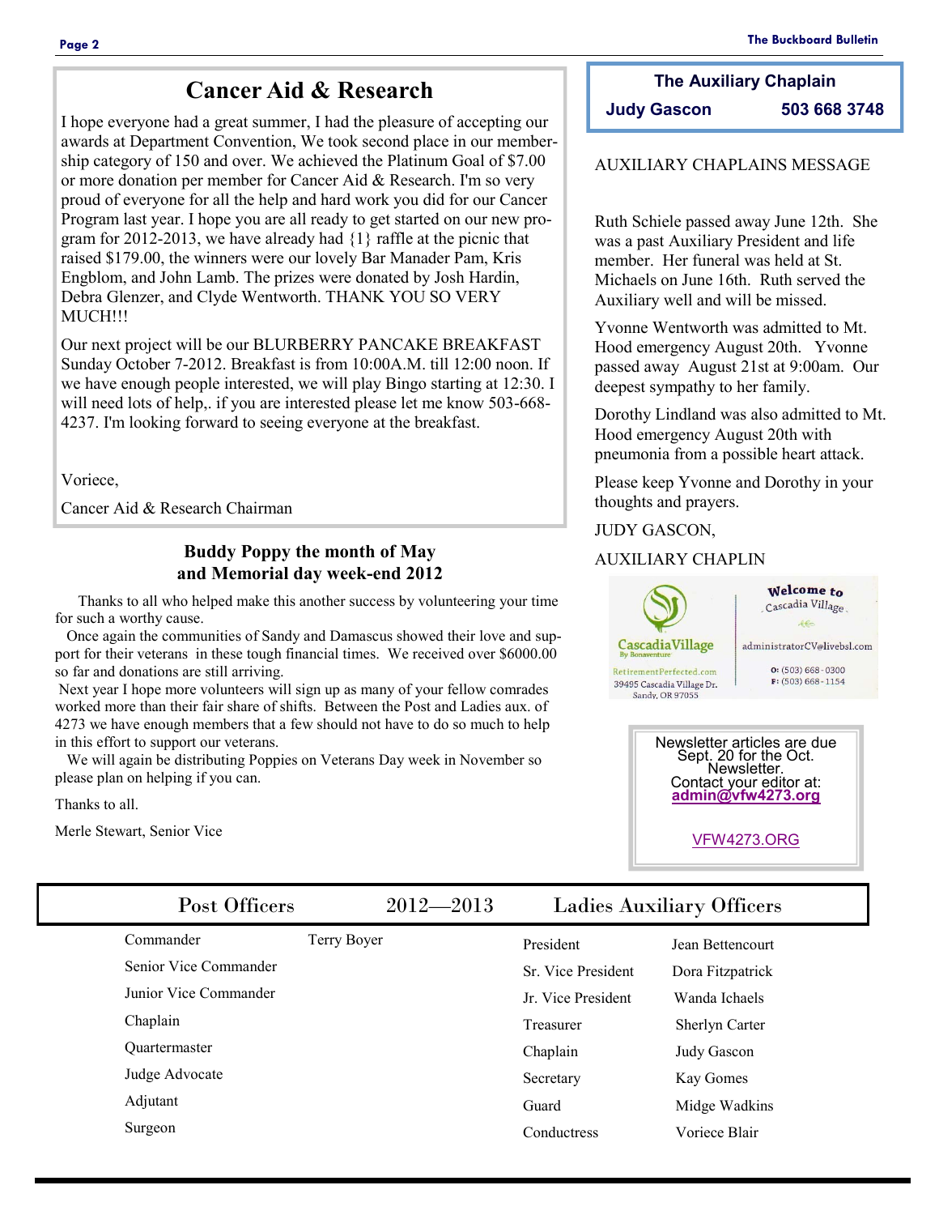## Cancer Aid & Research

I hope everyone had a great summer, I had the pleasure of accepting our awards at Department Convention, We took second place in our membership category of 150 and over. We achieved the Platinum Goal of $7.00 or more donation per member for Cancer Aid & Research. I'm so very proud of everyone for all the help and hard work you did for our Cancer Program last year. I hope you are all ready to get started on our new program for 2012-2013, we have already had {1} raffle at the picnic that raised $179.00, the winners were our lovely Bar Manader Pam, Kris Engblom, and John Lamb. The prizes were donated by Josh Hardin, Debra Glenzer, and Clyde Wentworth. THANK YOU SO VERY MUCH!!!

Our next project will be our BLURBERRY PANCAKE BREAKFAST Sunday October 7-2012. Breakfast is from 10:00A.M. till 12:00 noon. If we have enough people interested, we will play Bingo starting at 12:30. I will need lots of help,. if you are interested please let me know 503-668-4237. I'm looking forward to seeing everyone at the breakfast.

Voriece,

Cancer Aid & Research Chairman

### Buddy Poppy the month of May and Memorial day week-end 2012

Thanks to all who helped make this another success by volunteering your time for such a worthy cause.

Once again the communities of Sandy and Damascus showed their love and support for their veterans in these tough financial times. We received over $6000.00 so far and donations are still arriving.

Next year I hope more volunteers will sign up as many of your fellow comrades worked more than their fair share of shifts. Between the Post and Ladies aux. of 4273 we have enough members that a few should not have to do so much to help in this effort to support our veterans.

We will again be distributing Poppies on Veterans Day week in November so please plan on helping if you can.

Thanks to all.

Merle Stewart, Senior Vice

**The Auxiliary Chaplain**

**Judy Gascon 503 668 3748**

AUXILIARY CHAPLAINS MESSAGE

Ruth Schiele passed away June 12th. She was a past Auxiliary President and life member. Her funeral was held at St. Michaels on June 16th. Ruth served the Auxiliary well and will be missed.

Yvonne Wentworth was admitted to Mt. Hood emergency August 20th. Yvonne passed away August 21st at 9:00am. Our deepest sympathy to her family.

Dorothy Lindland was also admitted to Mt. Hood emergency August 20th with pneumonia from a possible heart attack.

Please keep Yvonne and Dorothy in your thoughts and prayers.

JUDY GASCON,

AUXILIARY CHAPLIN

CascadiaVillage By Bonaventure
RetirementPerfected.com
39495 Cascadia Village Dr.
Sandy, OR 97055

Welcome to Cascadia Village
administratorCV@livebsl.com
O: (503) 668-0300
F: (503) 668-1154

Newsletter articles are due Sept. 20 for the Oct. Newsletter.
Contact your editor at:
**admin@vfw4273.org**

VFW4273.ORG

| Post Officers | 2012—2013 | Ladies Auxiliary Officers | |
|---|---|---|---|
| Commander | Terry Boyer | President | Jean Bettencourt |
| Senior Vice Commander | | Sr. Vice President | Dora Fitzpatrick |
| Junior Vice Commander | | Jr. Vice President | Wanda Ichaels |
| Chaplain | | Treasurer | Sherlyn Carter |
| Quartermaster | | Chaplain | Judy Gascon |
| Judge Advocate | | Secretary | Kay Gomes |
| Adjutant | | Guard | Midge Wadkins |
| Surgeon | | Conductress | Voriece Blair |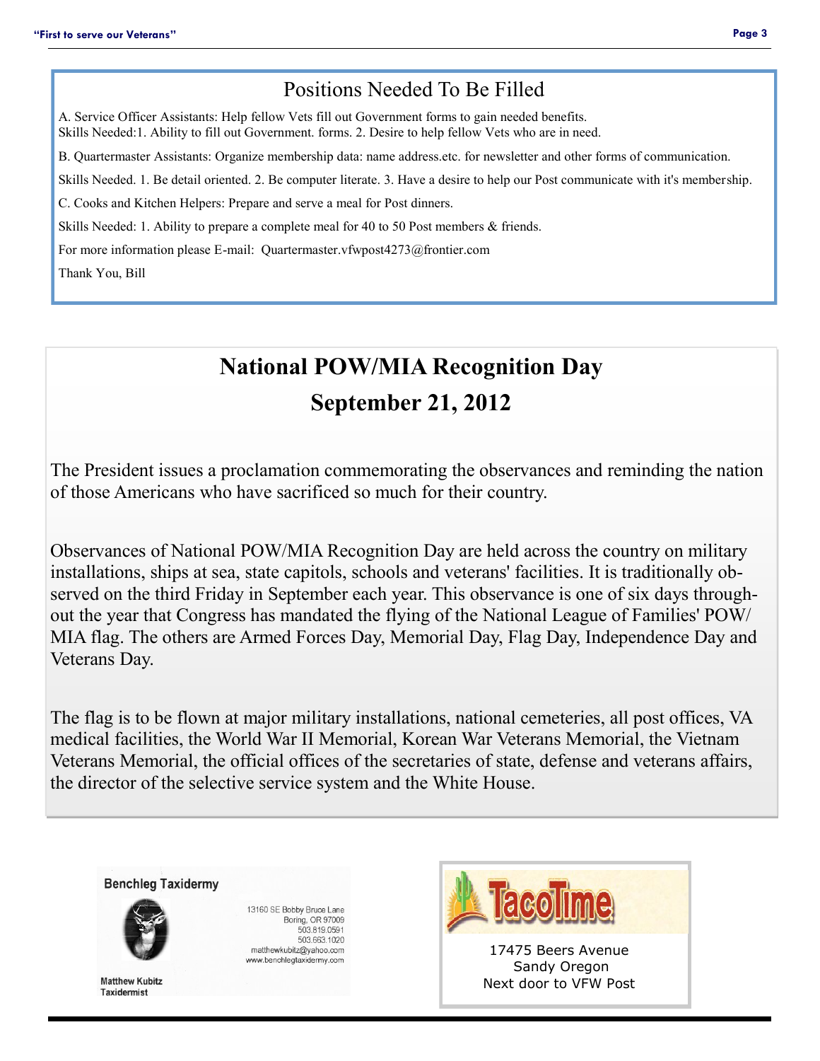## Positions Needed To Be Filled

A. Service Officer Assistants: Help fellow Vets fill out Government forms to gain needed benefits.
Skills Needed:1. Ability to fill out Government. forms. 2. Desire to help fellow Vets who are in need.

B. Quartermaster Assistants: Organize membership data: name address.etc. for newsletter and other forms of communication.

Skills Needed. 1. Be detail oriented. 2. Be computer literate. 3. Have a desire to help our Post communicate with it's membership.

C. Cooks and Kitchen Helpers: Prepare and serve a meal for Post dinners.

Skills Needed: 1. Ability to prepare a complete meal for 40 to 50 Post members & friends.

For more information please E-mail: Quartermaster.vfwpost4273@frontier.com

Thank You, Bill

# National POW/MIA Recognition Day

## September 21, 2012

The President issues a proclamation commemorating the observances and reminding the nation of those Americans who have sacrificed so much for their country.

Observances of National POW/MIA Recognition Day are held across the country on military installations, ships at sea, state capitols, schools and veterans' facilities. It is traditionally observed on the third Friday in September each year. This observance is one of six days throughout the year that Congress has mandated the flying of the National League of Families' POW/MIA flag. The others are Armed Forces Day, Memorial Day, Flag Day, Independence Day and Veterans Day.

The flag is to be flown at major military installations, national cemeteries, all post offices, VA medical facilities, the World War II Memorial, Korean War Veterans Memorial, the Vietnam Veterans Memorial, the official offices of the secretaries of state, defense and veterans affairs, the director of the selective service system and the White House.

**Benchleg Taxidermy**

13160 SE Bobby Bruce Lane
Boring, OR 97009
503.819.0591
503.663.1020
matthewkubitz@yahoo.com
www.benchlegtaxidermy.com

Matthew Kubitz
Taxidermist

**TacoTime**

17475 Beers Avenue
Sandy Oregon
Next door to VFW Post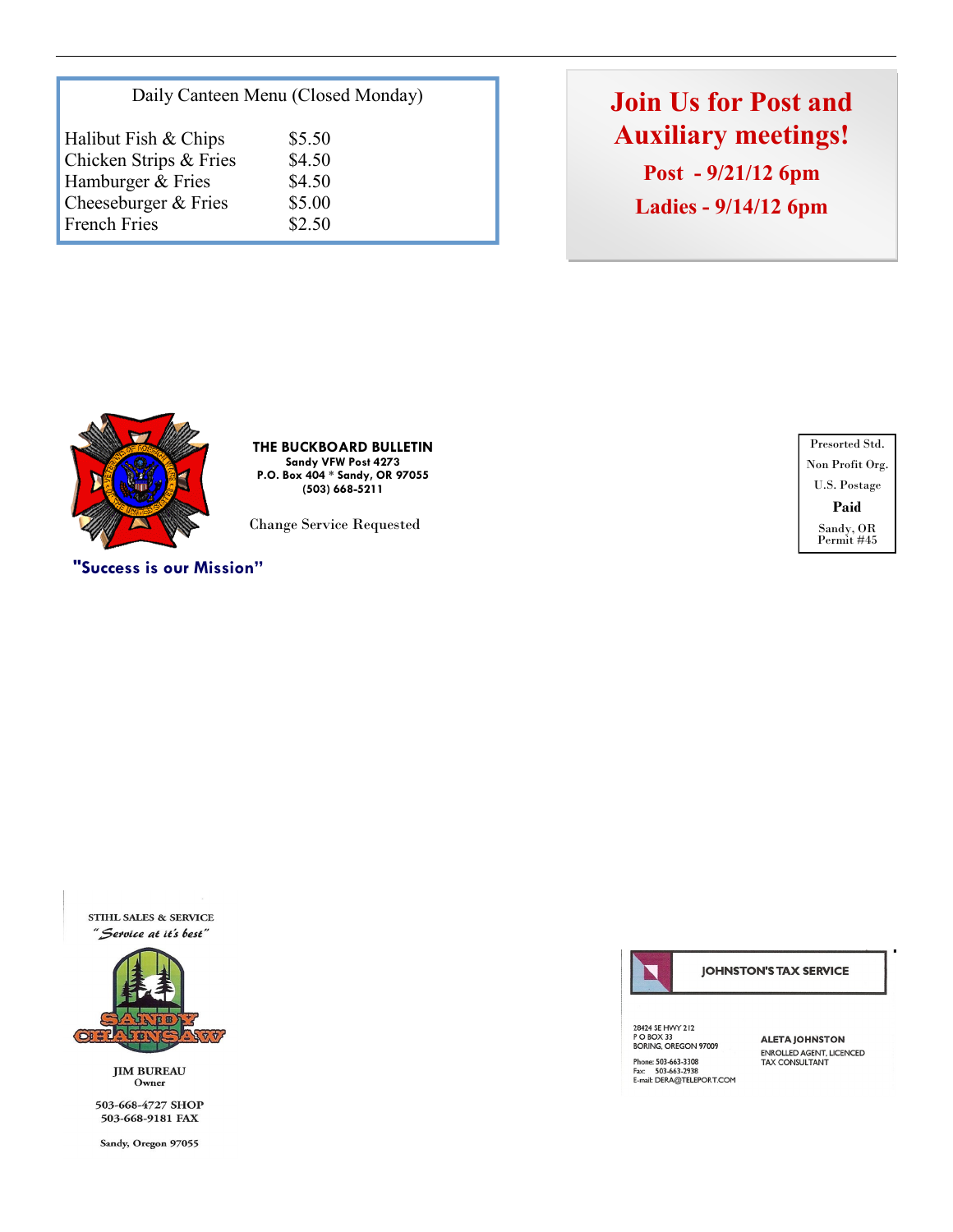Daily Canteen Menu (Closed Monday)

| | |
|---|---|
| Halibut Fish & Chips | $5.50 |
| Chicken Strips & Fries | $4.50 |
| Hamburger & Fries | $4.50 |
| Cheeseburger & Fries | $5.00 |
| French Fries | $2.50 |

## Join Us for Post and Auxiliary meetings!

**Post - 9/21/12 6pm**

**Ladies - 9/14/12 6pm**

**THE BUCKBOARD BULLETIN**
**Sandy VFW Post 4273**
**P.O. Box 404 * Sandy, OR 97055**
**(503) 668-5211**

Change Service Requested

**"Success is our Mission"**

Presorted Std.
Non Profit Org.
U.S. Postage
**Paid**
Sandy, OR
Permit #45

STIHL SALES & SERVICE
*"Service at it's best"*

SANDY CHAINSAW

JIM BUREAU
Owner

503-668-4727 SHOP
503-668-9181 FAX

Sandy, Oregon 97055

**JOHNSTON'S TAX SERVICE**

28424 SE HWY 212
P O BOX 33
BORING, OREGON 97009

Phone: 503-663-3308
Fax: 503-663-2938
E-mail: DERA@TELEPORT.COM

**ALETA JOHNSTON**
ENROLLED AGENT, LICENCED
TAX CONSULTANT